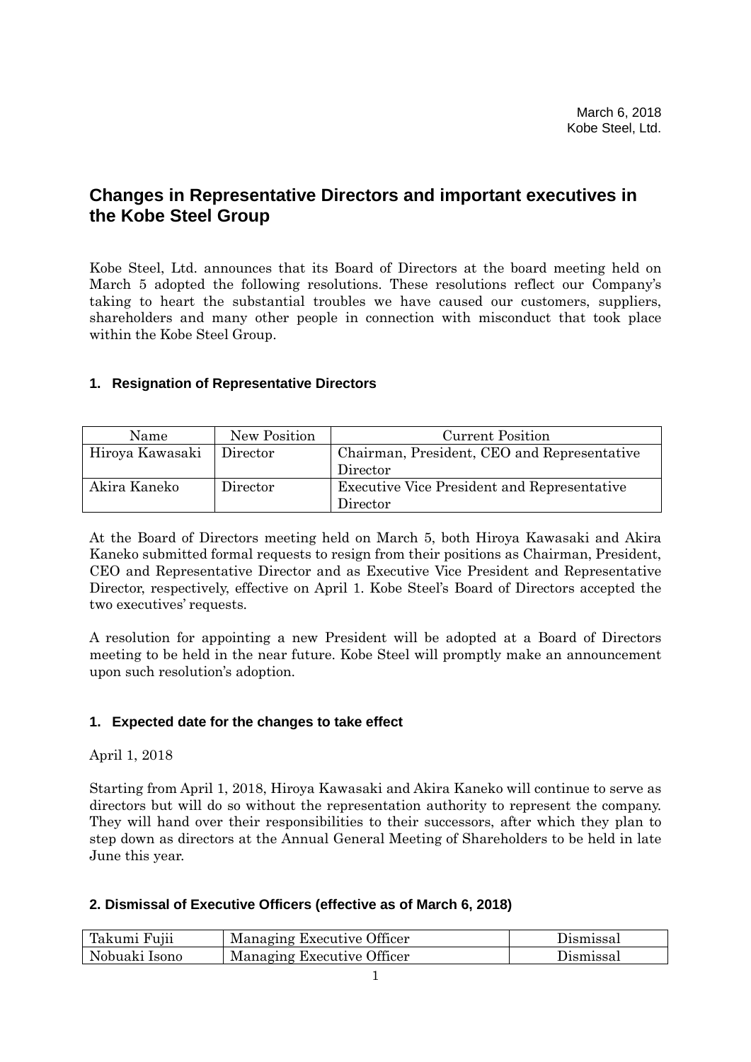March 6, 2018
Kobe Steel, Ltd.

# Changes in Representative Directors and important executives in the Kobe Steel Group

Kobe Steel, Ltd. announces that its Board of Directors at the board meeting held on March 5 adopted the following resolutions. These resolutions reflect our Company's taking to heart the substantial troubles we have caused our customers, suppliers, shareholders and many other people in connection with misconduct that took place within the Kobe Steel Group.

### 1. Resignation of Representative Directors

| Name | New Position | Current Position |
|---|---|---|
| Hiroya Kawasaki | Director | Chairman, President, CEO and Representative Director |
| Akira Kaneko | Director | Executive Vice President and Representative Director |

At the Board of Directors meeting held on March 5, both Hiroya Kawasaki and Akira Kaneko submitted formal requests to resign from their positions as Chairman, President, CEO and Representative Director and as Executive Vice President and Representative Director, respectively, effective on April 1. Kobe Steel's Board of Directors accepted the two executives' requests.

A resolution for appointing a new President will be adopted at a Board of Directors meeting to be held in the near future. Kobe Steel will promptly make an announcement upon such resolution's adoption.

### 1. Expected date for the changes to take effect

April 1, 2018

Starting from April 1, 2018, Hiroya Kawasaki and Akira Kaneko will continue to serve as directors but will do so without the representation authority to represent the company. They will hand over their responsibilities to their successors, after which they plan to step down as directors at the Annual General Meeting of Shareholders to be held in late June this year.

### 2. Dismissal of Executive Officers (effective as of March 6, 2018)

| | | |
|---|---|---|
| Takumi Fujii | Managing Executive Officer | Dismissal |
| Nobuaki Isono | Managing Executive Officer | Dismissal |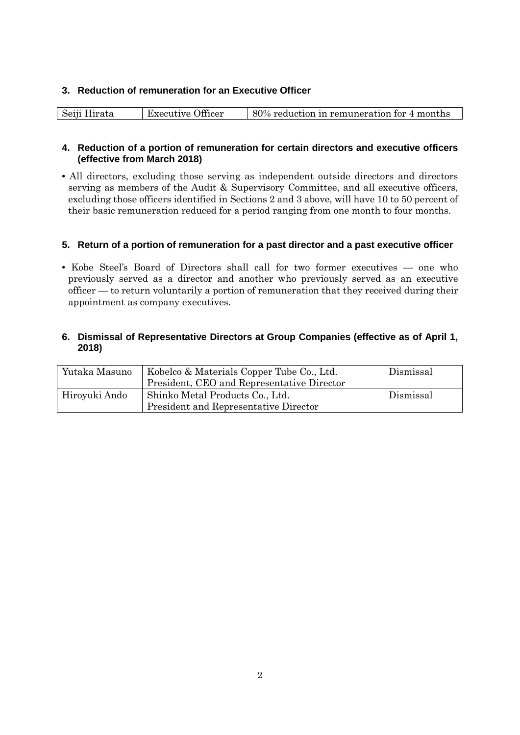### 3. Reduction of remuneration for an Executive Officer

| | | |
|---|---|---|
| Seiji Hirata | Executive Officer | 80% reduction in remuneration for 4 months |

### 4. Reduction of a portion of remuneration for certain directors and executive officers (effective from March 2018)

- All directors, excluding those serving as independent outside directors and directors serving as members of the Audit & Supervisory Committee, and all executive officers, excluding those officers identified in Sections 2 and 3 above, will have 10 to 50 percent of their basic remuneration reduced for a period ranging from one month to four months.

### 5. Return of a portion of remuneration for a past director and a past executive officer

- Kobe Steel's Board of Directors shall call for two former executives — one who previously served as a director and another who previously served as an executive officer — to return voluntarily a portion of remuneration that they received during their appointment as company executives.

### 6. Dismissal of Representative Directors at Group Companies (effective as of April 1, 2018)

| | | |
|---|---|---|
| Yutaka Masuno | Kobelco & Materials Copper Tube Co., Ltd. President, CEO and Representative Director | Dismissal |
| Hiroyuki Ando | Shinko Metal Products Co., Ltd. President and Representative Director | Dismissal |